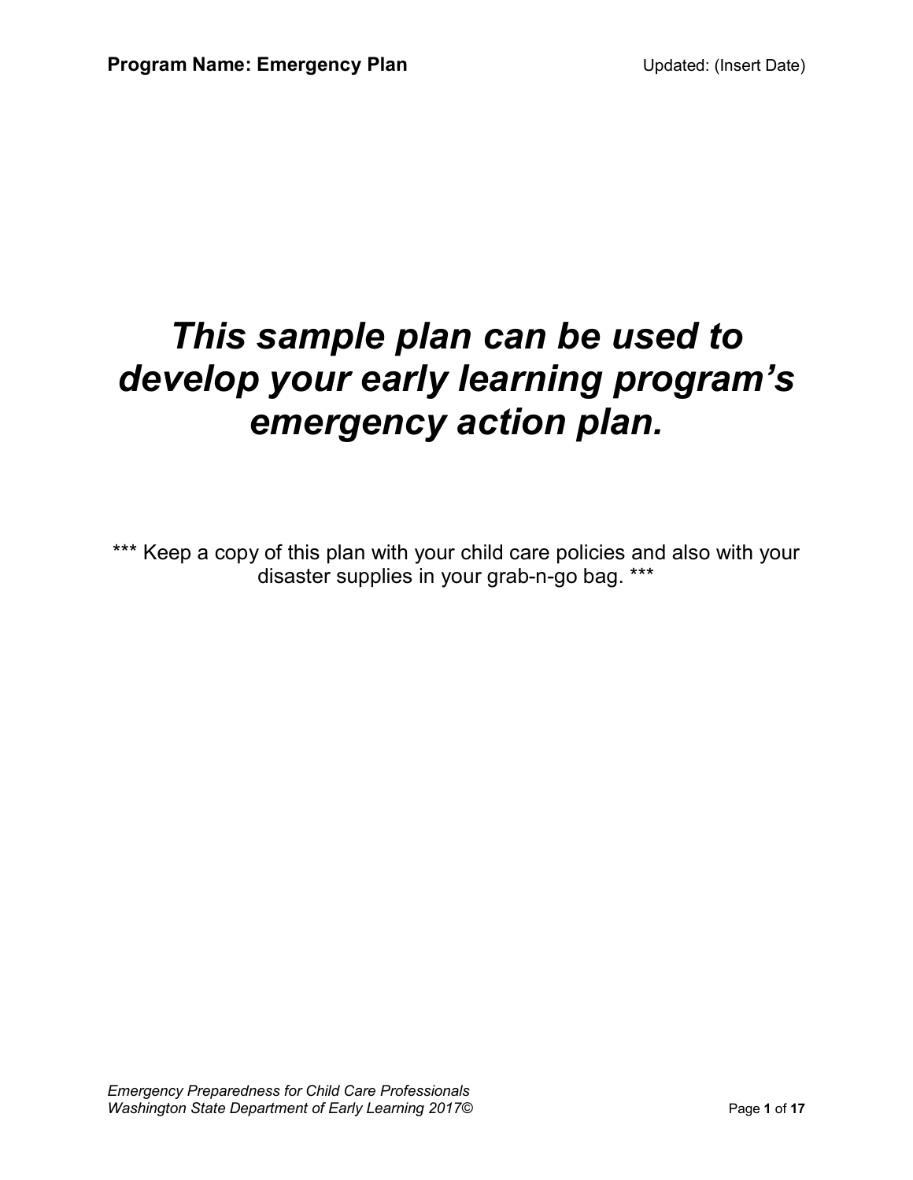# *This sample plan can be used to develop your early learning program's emergency action plan.*

*** Keep a copy of this plan with your child care policies and also with your disaster supplies in your grab-n-go bag. ***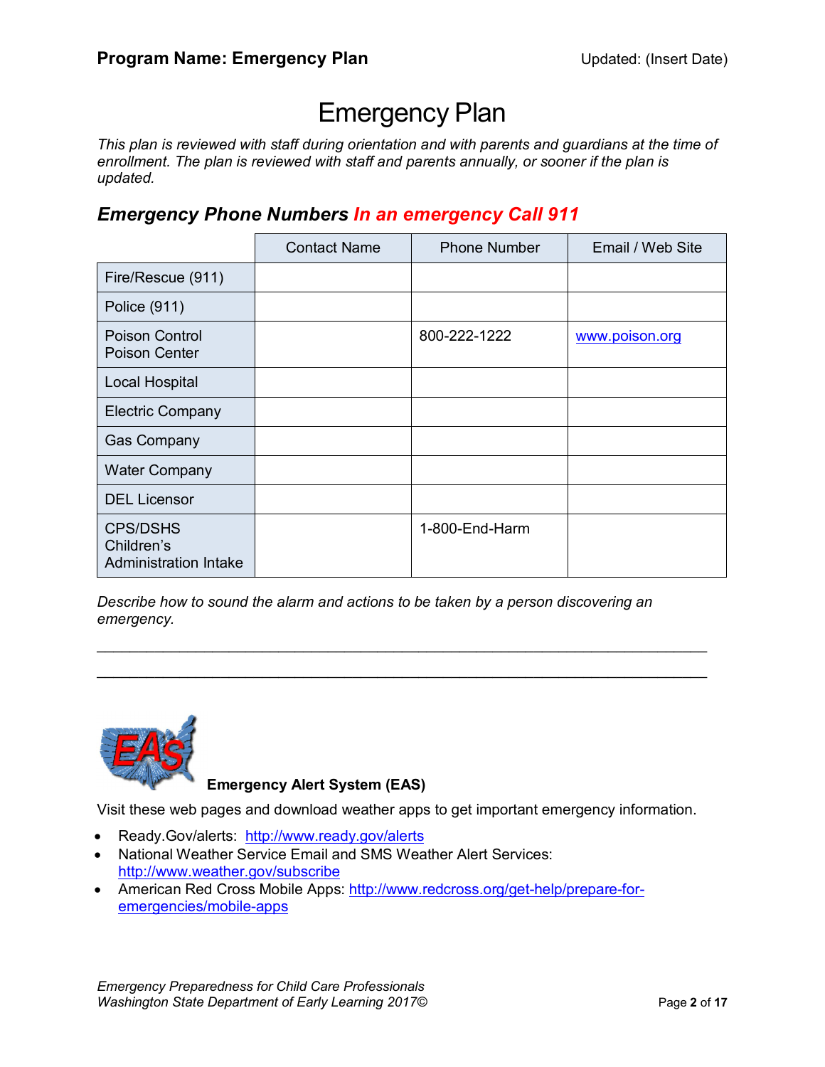**Program Name: Emergency Plan** Updated: (Insert Date)

# Emergency Plan

*This plan is reviewed with staff during orientation and with parents and guardians at the time of enrollment. The plan is reviewed with staff and parents annually, or sooner if the plan is updated.*

## *Emergency Phone Numbers In an emergency Call 911*

| | Contact Name | Phone Number | Email / Web Site |
|---|---|---|---|
| Fire/Rescue (911) | | | |
| Police (911) | | | |
| Poison Control Poison Center | | 800-222-1222 | www.poison.org |
| Local Hospital | | | |
| Electric Company | | | |
| Gas Company | | | |
| Water Company | | | |
| DEL Licensor | | | |
| CPS/DSHS Children's Administration Intake | | 1-800-End-Harm | |

*Describe how to sound the alarm and actions to be taken by a person discovering an emergency.*

_______________________________________________________________________________

_______________________________________________________________________________

**Emergency Alert System (EAS)**

Visit these web pages and download weather apps to get important emergency information.

- Ready.Gov/alerts: http://www.ready.gov/alerts
- National Weather Service Email and SMS Weather Alert Services: http://www.weather.gov/subscribe
- American Red Cross Mobile Apps: http://www.redcross.org/get-help/prepare-for-emergencies/mobile-apps

*Emergency Preparedness for Child Care Professionals*
*Washington State Department of Early Learning 2017©*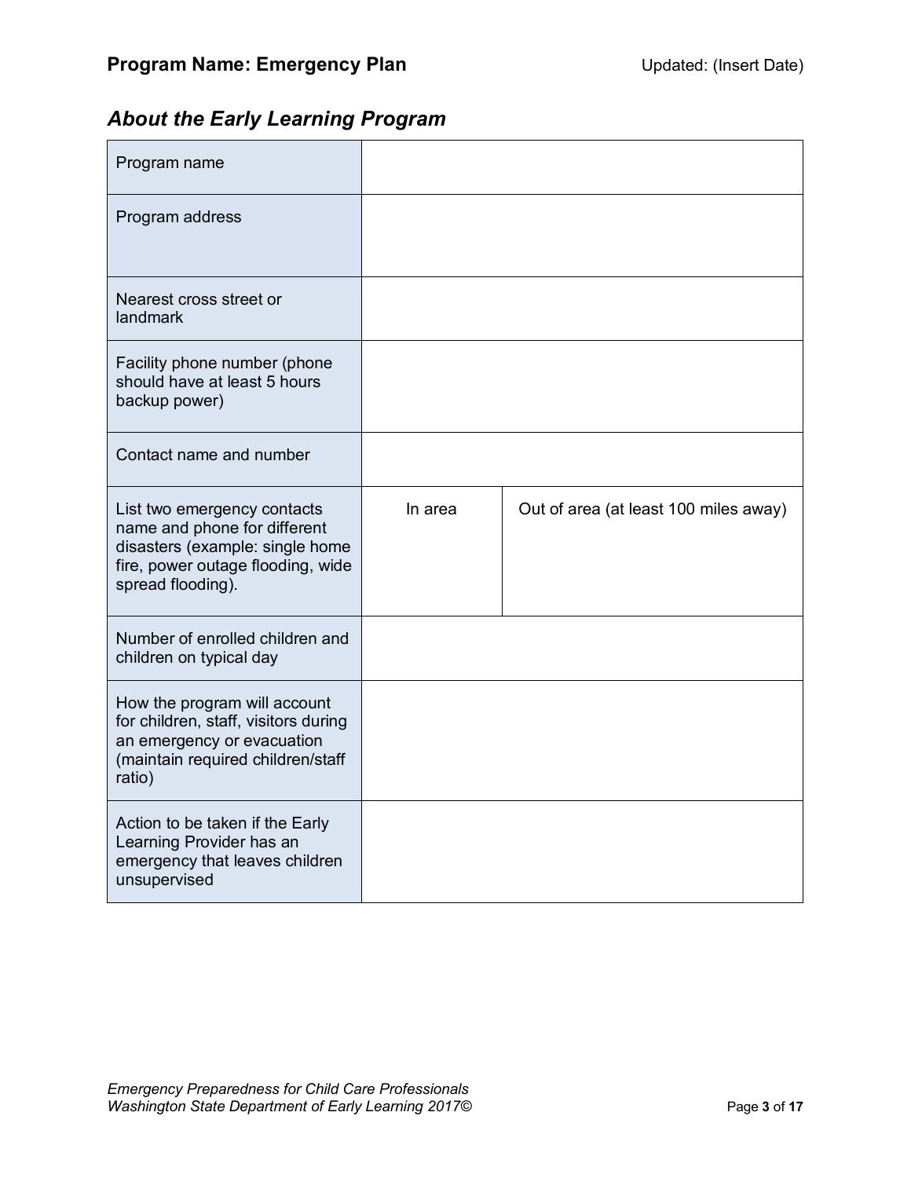## About the Early Learning Program

| | | |
|---|---|---|
| Program name | | |
| Program address | | |
| Nearest cross street or landmark | | |
| Facility phone number (phone should have at least 5 hours backup power) | | |
| Contact name and number | | |
| List two emergency contacts name and phone for different disasters (example: single home fire, power outage flooding, wide spread flooding). | In area | Out of area (at least 100 miles away) |
| Number of enrolled children and children on typical day | | |
| How the program will account for children, staff, visitors during an emergency or evacuation (maintain required children/staff ratio) | | |
| Action to be taken if the Early Learning Provider has an emergency that leaves children unsupervised | | |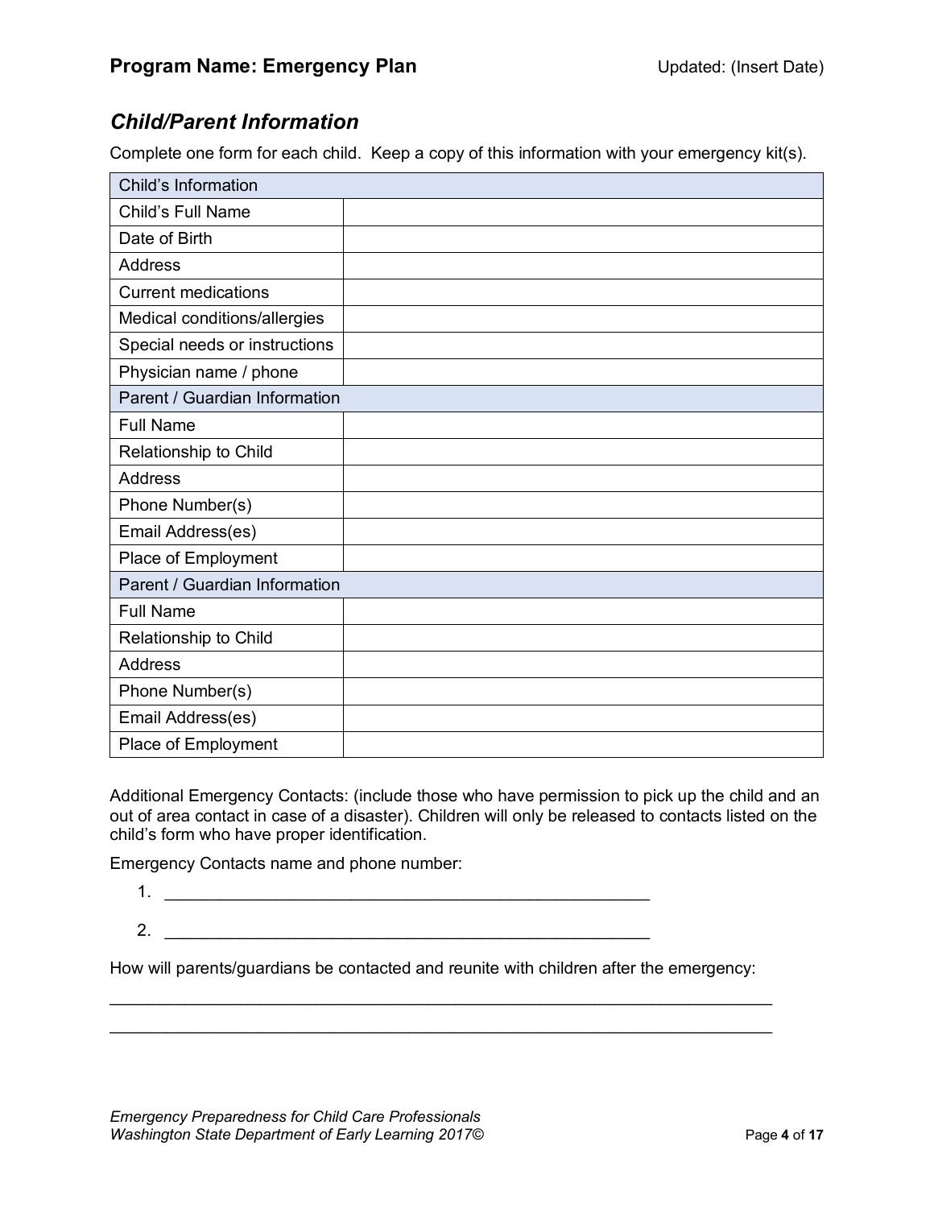## Child/Parent Information

Complete one form for each child. Keep a copy of this information with your emergency kit(s).

| Child's Information | |
|---|---|
| Child's Full Name | |
| Date of Birth | |
| Address | |
| Current medications | |
| Medical conditions/allergies | |
| Special needs or instructions | |
| Physician name / phone | |
| **Parent / Guardian Information** | |
| Full Name | |
| Relationship to Child | |
| Address | |
| Phone Number(s) | |
| Email Address(es) | |
| Place of Employment | |
| **Parent / Guardian Information** | |
| Full Name | |
| Relationship to Child | |
| Address | |
| Phone Number(s) | |
| Email Address(es) | |
| Place of Employment | |

Additional Emergency Contacts: (include those who have permission to pick up the child and an out of area contact in case of a disaster). Children will only be released to contacts listed on the child's form who have proper identification.

Emergency Contacts name and phone number:

1. ______________________________________________________
2. ______________________________________________________

How will parents/guardians be contacted and reunite with children after the emergency:

__________________________________________________________________________

__________________________________________________________________________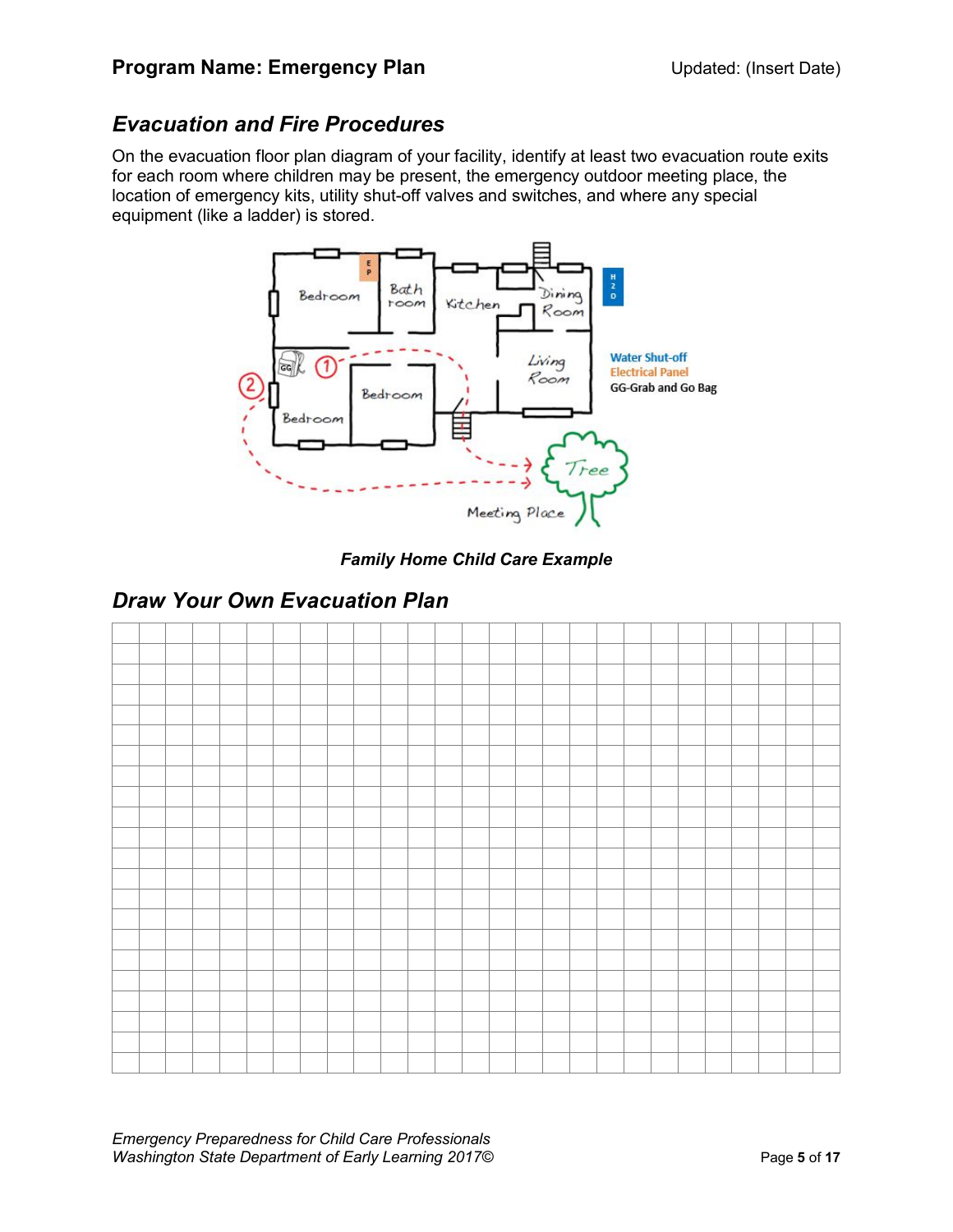## Evacuation and Fire Procedures

On the evacuation floor plan diagram of your facility, identify at least two evacuation route exits for each room where children may be present, the emergency outdoor meeting place, the location of emergency kits, utility shut-off valves and switches, and where any special equipment (like a ladder) is stored.

***Family Home Child Care Example***

## Draw Your Own Evacuation Plan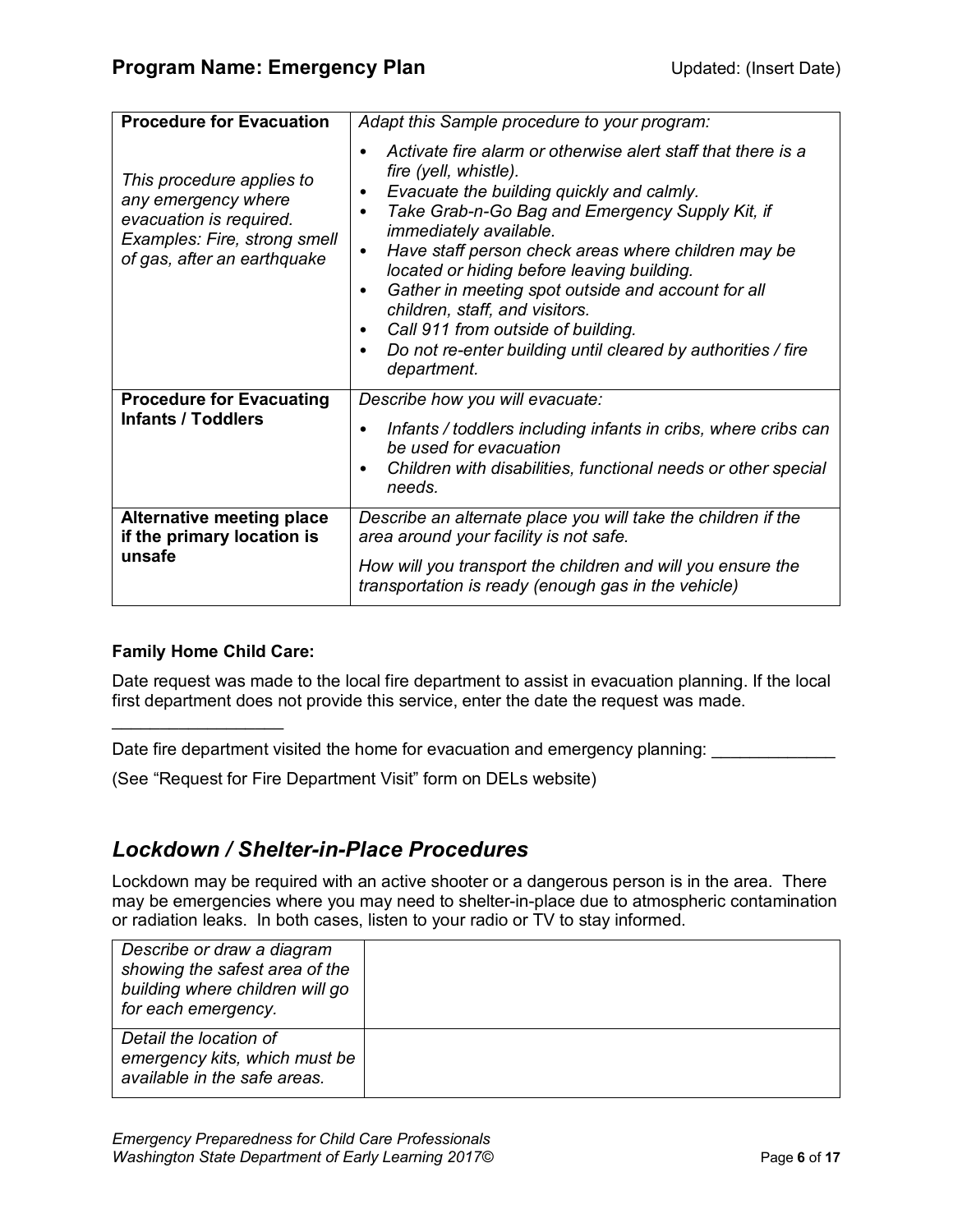| Procedure for Evacuation | *Adapt this Sample procedure to your program:* |
|---|---|
| *This procedure applies to any emergency where evacuation is required. Examples: Fire, strong smell of gas, after an earthquake* | • *Activate fire alarm or otherwise alert staff that there is a fire (yell, whistle).*<br>• *Evacuate the building quickly and calmly.*<br>• *Take Grab-n-Go Bag and Emergency Supply Kit, if immediately available.*<br>• *Have staff person check areas where children may be located or hiding before leaving building.*<br>• *Gather in meeting spot outside and account for all children, staff, and visitors.*<br>• *Call 911 from outside of building.*<br>• *Do not re-enter building until cleared by authorities / fire department.* |
| **Procedure for Evacuating Infants / Toddlers** | *Describe how you will evacuate:*<br>• *Infants / toddlers including infants in cribs, where cribs can be used for evacuation*<br>• *Children with disabilities, functional needs or other special needs.* |
| **Alternative meeting place if the primary location is unsafe** | *Describe an alternate place you will take the children if the area around your facility is not safe.*<br>*How will you transport the children and will you ensure the transportation is ready (enough gas in the vehicle)* |

**Family Home Child Care:**

Date request was made to the local fire department to assist in evacuation planning. If the local first department does not provide this service, enter the date the request was made.

__________________

Date fire department visited the home for evacuation and emergency planning: _____________

(See "Request for Fire Department Visit" form on DELs website)

## *Lockdown / Shelter-in-Place Procedures*

Lockdown may be required with an active shooter or a dangerous person is in the area. There may be emergencies where you may need to shelter-in-place due to atmospheric contamination or radiation leaks. In both cases, listen to your radio or TV to stay informed.

| *Describe or draw a diagram showing the safest area of the building where children will go for each emergency.* | |
|---|---|
| *Detail the location of emergency kits, which must be available in the safe areas.* | |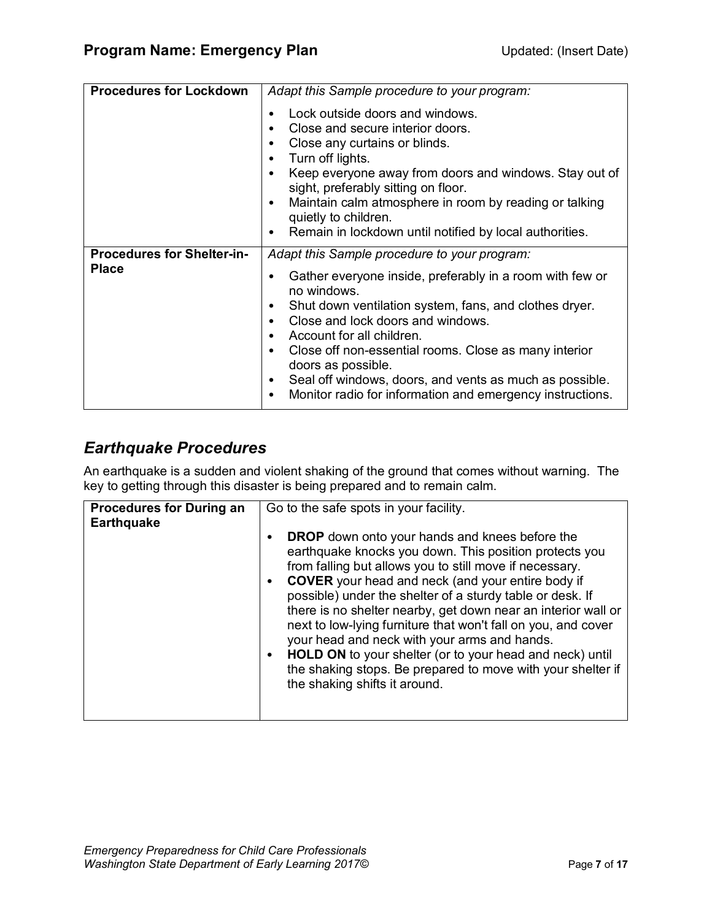| Procedures for Lockdown | *Adapt this Sample procedure to your program:*<br>• Lock outside doors and windows.<br>• Close and secure interior doors.<br>• Close any curtains or blinds.<br>• Turn off lights.<br>• Keep everyone away from doors and windows. Stay out of sight, preferably sitting on floor.<br>• Maintain calm atmosphere in room by reading or talking quietly to children.<br>• Remain in lockdown until notified by local authorities. |
|---|---|
| **Procedures for Shelter-in-Place** | *Adapt this Sample procedure to your program:*<br>• Gather everyone inside, preferably in a room with few or no windows.<br>• Shut down ventilation system, fans, and clothes dryer.<br>• Close and lock doors and windows.<br>• Account for all children.<br>• Close off non-essential rooms. Close as many interior doors as possible.<br>• Seal off windows, doors, and vents as much as possible.<br>• Monitor radio for information and emergency instructions. |

## *Earthquake Procedures*

An earthquake is a sudden and violent shaking of the ground that comes without warning. The key to getting through this disaster is being prepared and to remain calm.

| Procedures for During an Earthquake | Go to the safe spots in your facility.<br>• **DROP** down onto your hands and knees before the earthquake knocks you down. This position protects you from falling but allows you to still move if necessary.<br>• **COVER** your head and neck (and your entire body if possible) under the shelter of a sturdy table or desk. If there is no shelter nearby, get down near an interior wall or next to low-lying furniture that won't fall on you, and cover your head and neck with your arms and hands.<br>• **HOLD ON** to your shelter (or to your head and neck) until the shaking stops. Be prepared to move with your shelter if the shaking shifts it around. |
|---|---|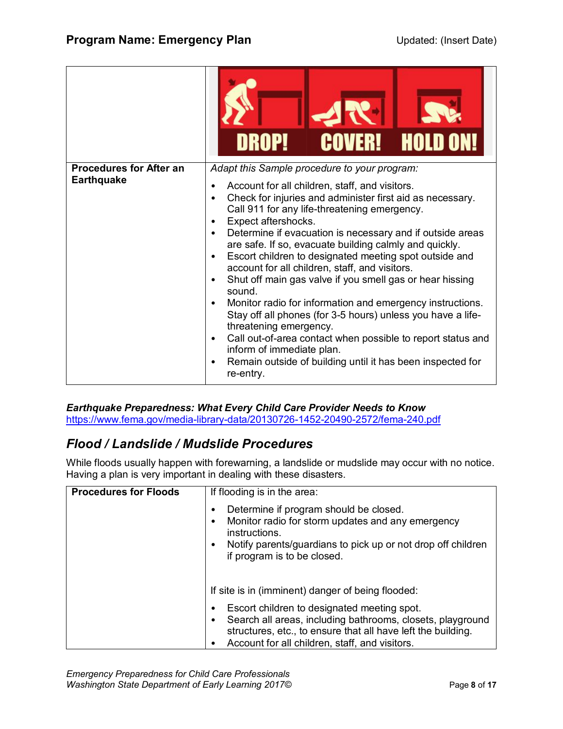| | |
|---|---|
| | DROP! COVER! HOLD ON! |
| **Procedures for After an Earthquake** | *Adapt this Sample procedure to your program:*<br>• Account for all children, staff, and visitors.<br>• Check for injuries and administer first aid as necessary. Call 911 for any life-threatening emergency.<br>• Expect aftershocks.<br>• Determine if evacuation is necessary and if outside areas are safe. If so, evacuate building calmly and quickly.<br>• Escort children to designated meeting spot outside and account for all children, staff, and visitors.<br>• Shut off main gas valve if you smell gas or hear hissing sound.<br>• Monitor radio for information and emergency instructions. Stay off all phones (for 3-5 hours) unless you have a life-threatening emergency.<br>• Call out-of-area contact when possible to report status and inform of immediate plan.<br>• Remain outside of building until it has been inspected for re-entry. |

***Earthquake Preparedness: What Every Child Care Provider Needs to Know***
https://www.fema.gov/media-library-data/20130726-1452-20490-2572/fema-240.pdf

## *Flood / Landslide / Mudslide Procedures*

While floods usually happen with forewarning, a landslide or mudslide may occur with no notice. Having a plan is very important in dealing with these disasters.

| | |
|---|---|
| **Procedures for Floods** | If flooding is in the area:<br>• Determine if program should be closed.<br>• Monitor radio for storm updates and any emergency instructions.<br>• Notify parents/guardians to pick up or not drop off children if program is to be closed.<br><br>If site is in (imminent) danger of being flooded:<br>• Escort children to designated meeting spot.<br>• Search all areas, including bathrooms, closets, playground structures, etc., to ensure that all have left the building.<br>• Account for all children, staff, and visitors. |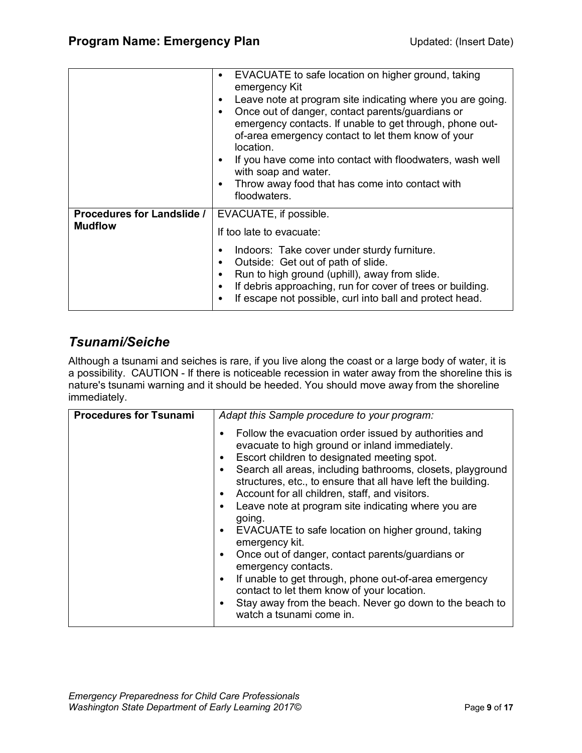| | |
|---|---|
| | • EVACUATE to safe location on higher ground, taking emergency Kit<br>• Leave note at program site indicating where you are going.<br>• Once out of danger, contact parents/guardians or emergency contacts. If unable to get through, phone out-of-area emergency contact to let them know of your location.<br>• If you have come into contact with floodwaters, wash well with soap and water.<br>• Throw away food that has come into contact with floodwaters. |
| **Procedures for Landslide / Mudflow** | EVACUATE, if possible.<br>If too late to evacuate:<br>• Indoors: Take cover under sturdy furniture.<br>• Outside: Get out of path of slide.<br>• Run to high ground (uphill), away from slide.<br>• If debris approaching, run for cover of trees or building.<br>• If escape not possible, curl into ball and protect head. |

## *Tsunami/Seiche*

Although a tsunami and seiches is rare, if you live along the coast or a large body of water, it is a possibility. CAUTION - If there is noticeable recession in water away from the shoreline this is nature's tsunami warning and it should be heeded. You should move away from the shoreline immediately.

| **Procedures for Tsunami** | *Adapt this Sample procedure to your program:* |
|---|---|
| | • Follow the evacuation order issued by authorities and evacuate to high ground or inland immediately.<br>• Escort children to designated meeting spot.<br>• Search all areas, including bathrooms, closets, playground structures, etc., to ensure that all have left the building.<br>• Account for all children, staff, and visitors.<br>• Leave note at program site indicating where you are going.<br>• EVACUATE to safe location on higher ground, taking emergency kit.<br>• Once out of danger, contact parents/guardians or emergency contacts.<br>• If unable to get through, phone out-of-area emergency contact to let them know of your location.<br>• Stay away from the beach. Never go down to the beach to watch a tsunami come in. |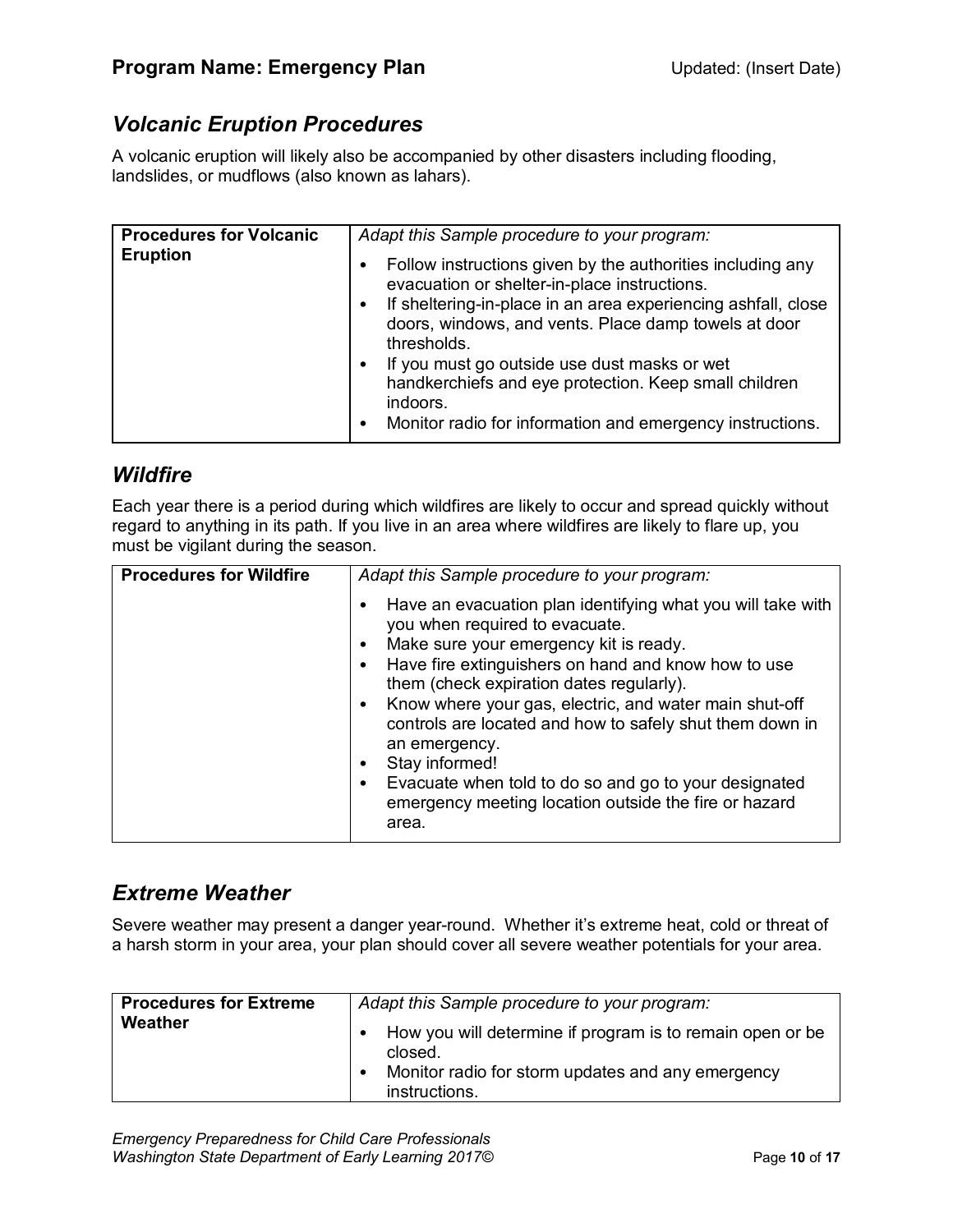## *Volcanic Eruption Procedures*

A volcanic eruption will likely also be accompanied by other disasters including flooding, landslides, or mudflows (also known as lahars).

| **Procedures for Volcanic Eruption** | *Adapt this Sample procedure to your program:* <br>• Follow instructions given by the authorities including any evacuation or shelter-in-place instructions. <br>• If sheltering-in-place in an area experiencing ashfall, close doors, windows, and vents. Place damp towels at door thresholds. <br>• If you must go outside use dust masks or wet handkerchiefs and eye protection. Keep small children indoors. <br>• Monitor radio for information and emergency instructions. |
|---|---|

## *Wildfire*

Each year there is a period during which wildfires are likely to occur and spread quickly without regard to anything in its path. If you live in an area where wildfires are likely to flare up, you must be vigilant during the season.

| **Procedures for Wildfire** | *Adapt this Sample procedure to your program:* <br>• Have an evacuation plan identifying what you will take with you when required to evacuate. <br>• Make sure your emergency kit is ready. <br>• Have fire extinguishers on hand and know how to use them (check expiration dates regularly). <br>• Know where your gas, electric, and water main shut-off controls are located and how to safely shut them down in an emergency. <br>• Stay informed! <br>• Evacuate when told to do so and go to your designated emergency meeting location outside the fire or hazard area. |
|---|---|

## *Extreme Weather*

Severe weather may present a danger year-round. Whether it's extreme heat, cold or threat of a harsh storm in your area, your plan should cover all severe weather potentials for your area.

| **Procedures for Extreme Weather** | *Adapt this Sample procedure to your program:* <br>• How you will determine if program is to remain open or be closed. <br>• Monitor radio for storm updates and any emergency instructions. |
|---|---|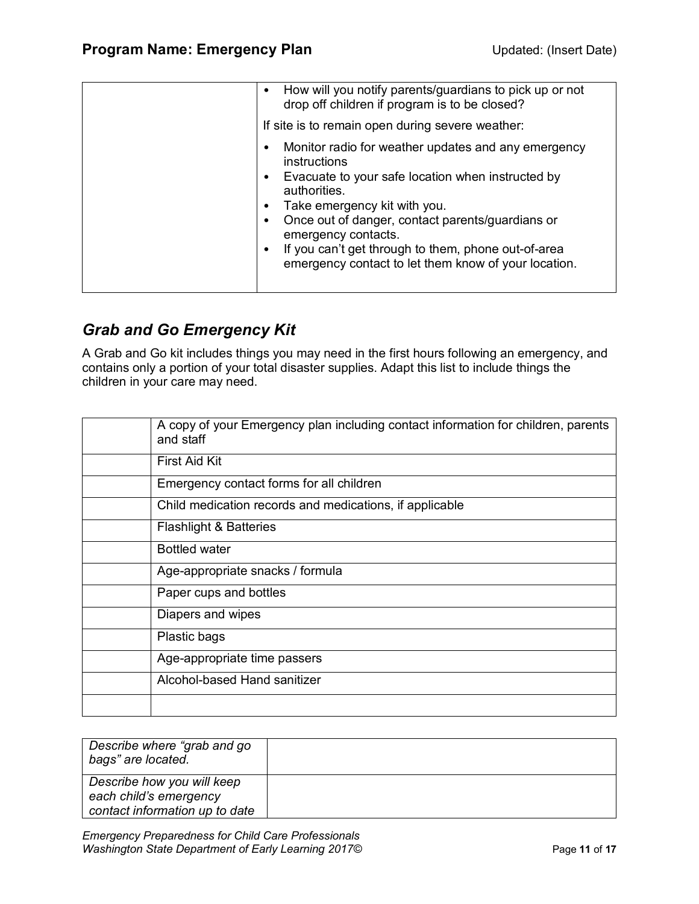| | • How will you notify parents/guardians to pick up or not drop off children if program is to be closed?<br><br>If site is to remain open during severe weather:<br><br>• Monitor radio for weather updates and any emergency instructions<br>• Evacuate to your safe location when instructed by authorities.<br>• Take emergency kit with you.<br>• Once out of danger, contact parents/guardians or emergency contacts.<br>• If you can't get through to them, phone out-of-area emergency contact to let them know of your location. |
|---|---|

## *Grab and Go Emergency Kit*

A Grab and Go kit includes things you may need in the first hours following an emergency, and contains only a portion of your total disaster supplies. Adapt this list to include things the children in your care may need.

| | |
|---|---|
| | A copy of your Emergency plan including contact information for children, parents and staff |
| | First Aid Kit |
| | Emergency contact forms for all children |
| | Child medication records and medications, if applicable |
| | Flashlight & Batteries |
| | Bottled water |
| | Age-appropriate snacks / formula |
| | Paper cups and bottles |
| | Diapers and wipes |
| | Plastic bags |
| | Age-appropriate time passers |
| | Alcohol-based Hand sanitizer |
| | |

| | |
|---|---|
| *Describe where "grab and go bags" are located.* | |
| *Describe how you will keep each child's emergency contact information up to date* | |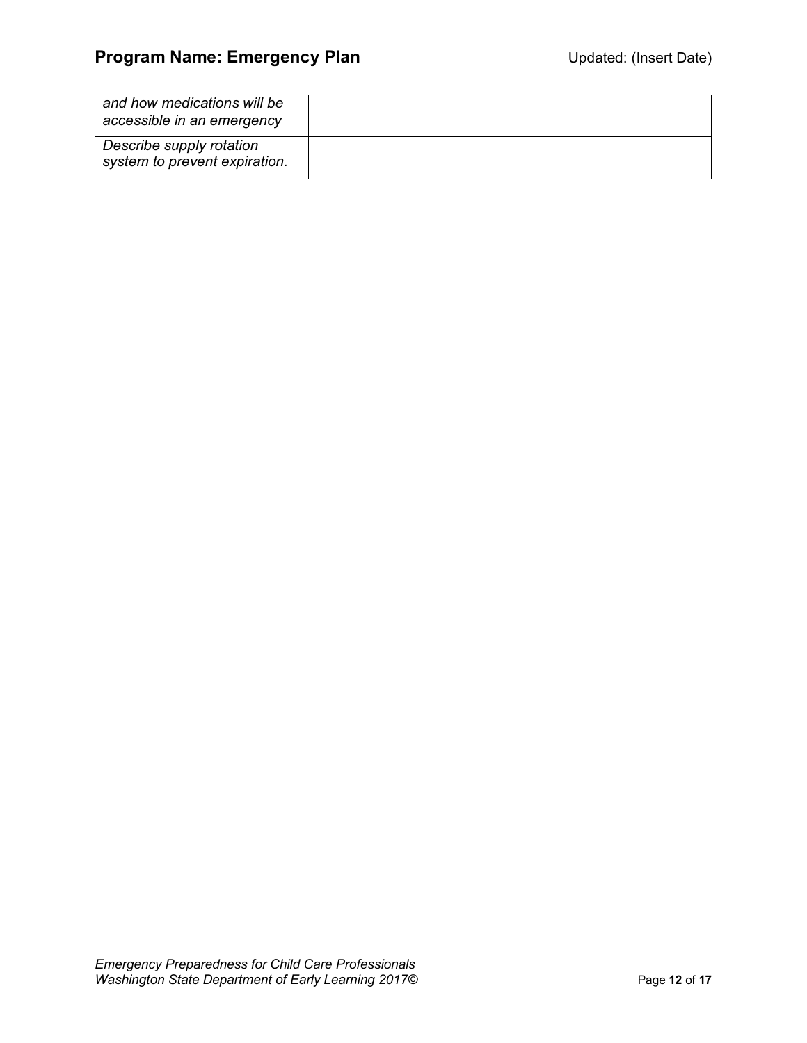| | |
|---|---|
| *and how medications will be accessible in an emergency* | |
| *Describe supply rotation system to prevent expiration.* | |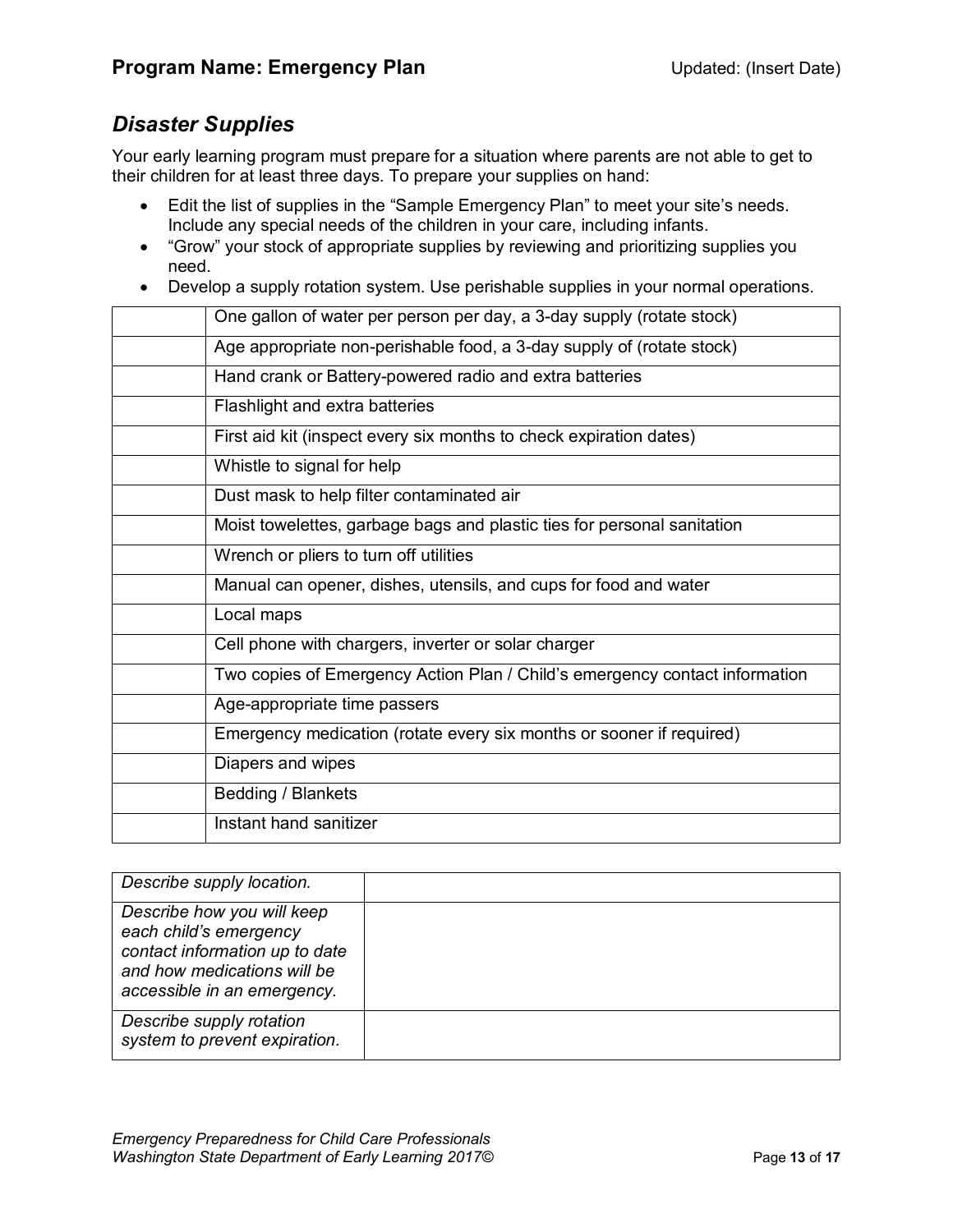## Disaster Supplies

Your early learning program must prepare for a situation where parents are not able to get to their children for at least three days. To prepare your supplies on hand:

- Edit the list of supplies in the "Sample Emergency Plan" to meet your site's needs. Include any special needs of the children in your care, including infants.
- "Grow" your stock of appropriate supplies by reviewing and prioritizing supplies you need.
- Develop a supply rotation system. Use perishable supplies in your normal operations.

| | |
|---|---|
| | One gallon of water per person per day, a 3-day supply (rotate stock) |
| | Age appropriate non-perishable food, a 3-day supply of (rotate stock) |
| | Hand crank or Battery-powered radio and extra batteries |
| | Flashlight and extra batteries |
| | First aid kit (inspect every six months to check expiration dates) |
| | Whistle to signal for help |
| | Dust mask to help filter contaminated air |
| | Moist towelettes, garbage bags and plastic ties for personal sanitation |
| | Wrench or pliers to turn off utilities |
| | Manual can opener, dishes, utensils, and cups for food and water |
| | Local maps |
| | Cell phone with chargers, inverter or solar charger |
| | Two copies of Emergency Action Plan / Child's emergency contact information |
| | Age-appropriate time passers |
| | Emergency medication (rotate every six months or sooner if required) |
| | Diapers and wipes |
| | Bedding / Blankets |
| | Instant hand sanitizer |

| | |
|---|---|
| *Describe supply location.* | |
| *Describe how you will keep each child's emergency contact information up to date and how medications will be accessible in an emergency.* | |
| *Describe supply rotation system to prevent expiration.* | |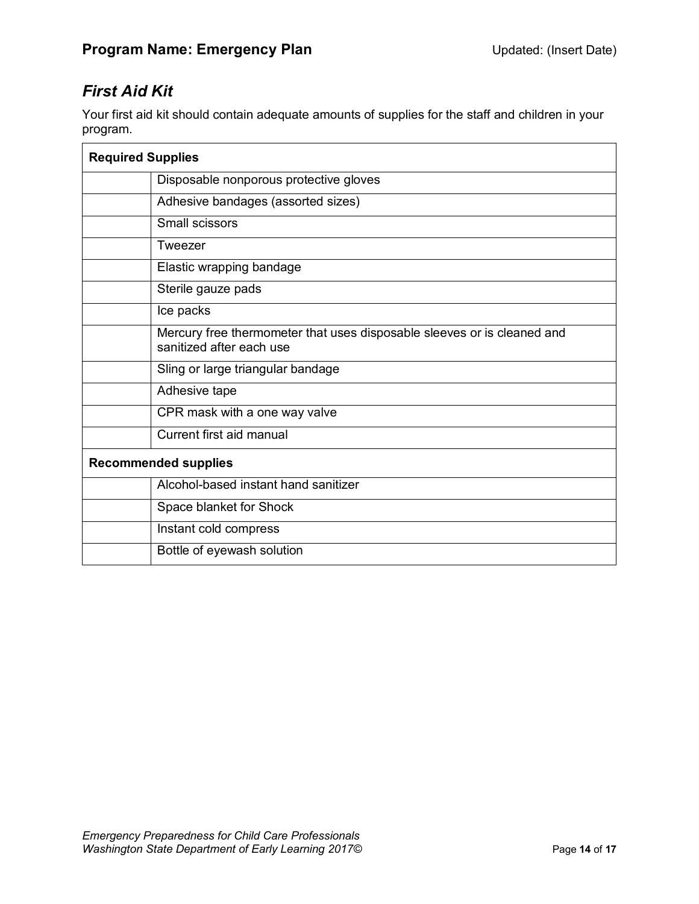## First Aid Kit

Your first aid kit should contain adequate amounts of supplies for the staff and children in your program.

| Required Supplies | |
|---|---|
| | Disposable nonporous protective gloves |
| | Adhesive bandages (assorted sizes) |
| | Small scissors |
| | Tweezer |
| | Elastic wrapping bandage |
| | Sterile gauze pads |
| | Ice packs |
| | Mercury free thermometer that uses disposable sleeves or is cleaned and sanitized after each use |
| | Sling or large triangular bandage |
| | Adhesive tape |
| | CPR mask with a one way valve |
| | Current first aid manual |
| **Recommended supplies** | |
| | Alcohol-based instant hand sanitizer |
| | Space blanket for Shock |
| | Instant cold compress |
| | Bottle of eyewash solution |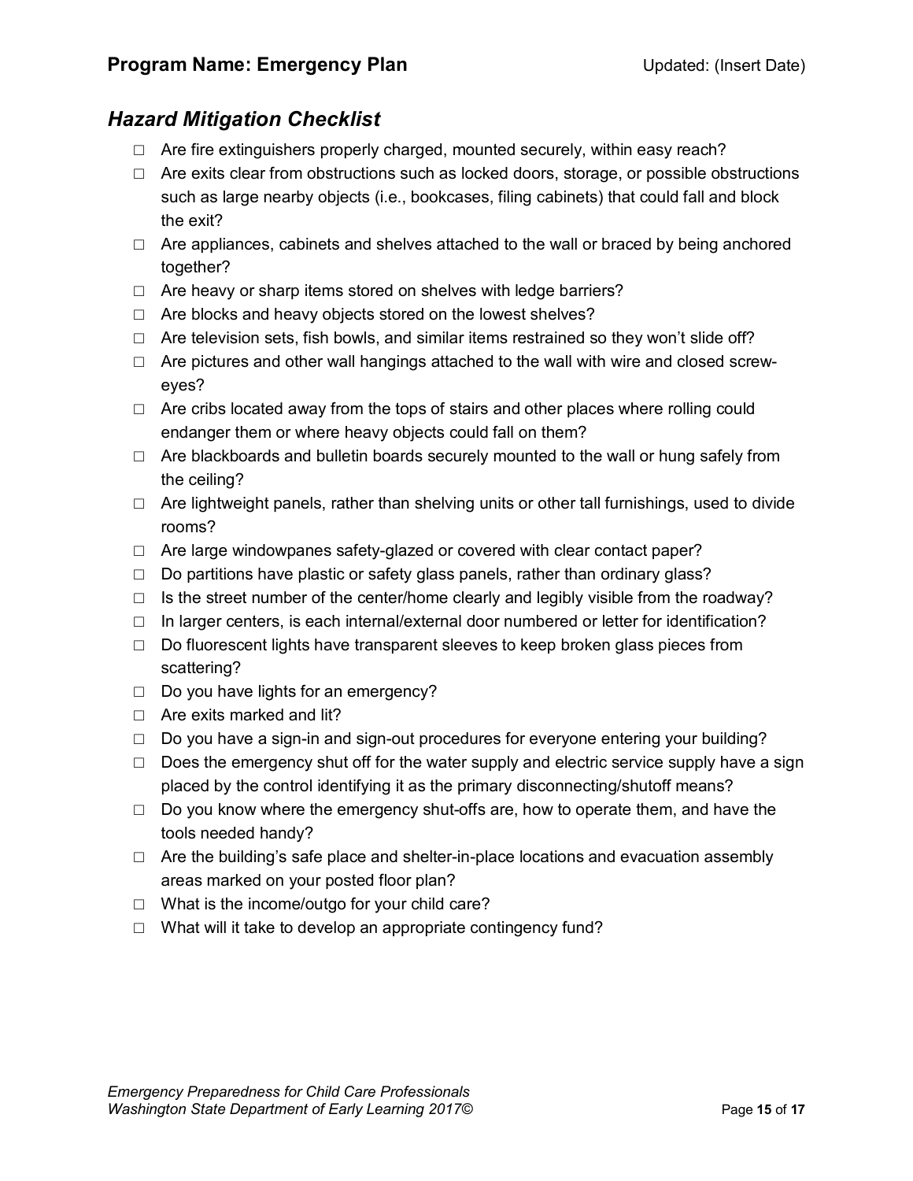## *Hazard Mitigation Checklist*

- ☐ Are fire extinguishers properly charged, mounted securely, within easy reach?
- ☐ Are exits clear from obstructions such as locked doors, storage, or possible obstructions such as large nearby objects (i.e., bookcases, filing cabinets) that could fall and block the exit?
- ☐ Are appliances, cabinets and shelves attached to the wall or braced by being anchored together?
- ☐ Are heavy or sharp items stored on shelves with ledge barriers?
- ☐ Are blocks and heavy objects stored on the lowest shelves?
- ☐ Are television sets, fish bowls, and similar items restrained so they won't slide off?
- ☐ Are pictures and other wall hangings attached to the wall with wire and closed screw-eyes?
- ☐ Are cribs located away from the tops of stairs and other places where rolling could endanger them or where heavy objects could fall on them?
- ☐ Are blackboards and bulletin boards securely mounted to the wall or hung safely from the ceiling?
- ☐ Are lightweight panels, rather than shelving units or other tall furnishings, used to divide rooms?
- ☐ Are large windowpanes safety-glazed or covered with clear contact paper?
- ☐ Do partitions have plastic or safety glass panels, rather than ordinary glass?
- ☐ Is the street number of the center/home clearly and legibly visible from the roadway?
- ☐ In larger centers, is each internal/external door numbered or letter for identification?
- ☐ Do fluorescent lights have transparent sleeves to keep broken glass pieces from scattering?
- ☐ Do you have lights for an emergency?
- ☐ Are exits marked and lit?
- ☐ Do you have a sign-in and sign-out procedures for everyone entering your building?
- ☐ Does the emergency shut off for the water supply and electric service supply have a sign placed by the control identifying it as the primary disconnecting/shutoff means?
- ☐ Do you know where the emergency shut-offs are, how to operate them, and have the tools needed handy?
- ☐ Are the building's safe place and shelter-in-place locations and evacuation assembly areas marked on your posted floor plan?
- ☐ What is the income/outgo for your child care?
- ☐ What will it take to develop an appropriate contingency fund?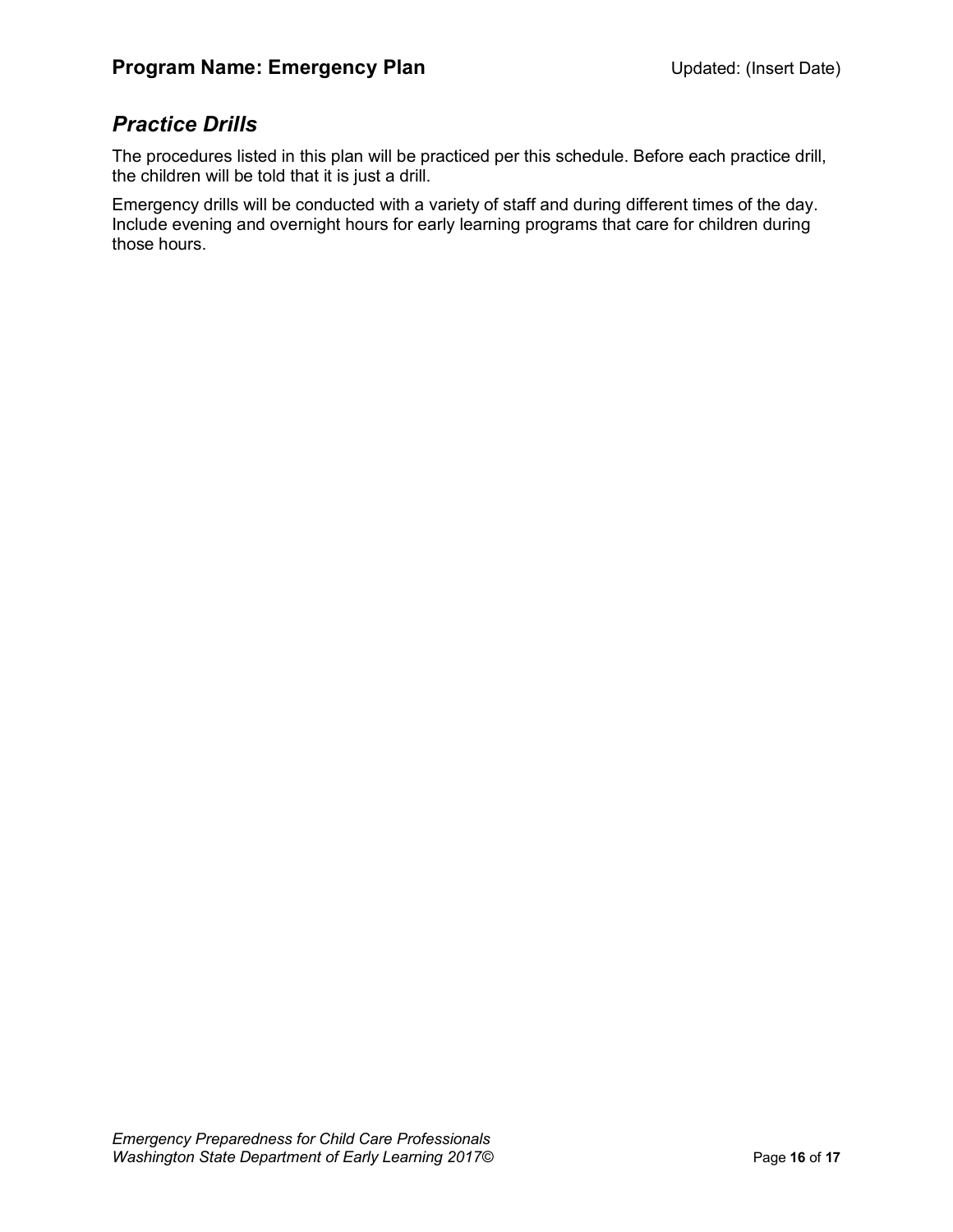## *Practice Drills*

The procedures listed in this plan will be practiced per this schedule. Before each practice drill, the children will be told that it is just a drill.

Emergency drills will be conducted with a variety of staff and during different times of the day. Include evening and overnight hours for early learning programs that care for children during those hours.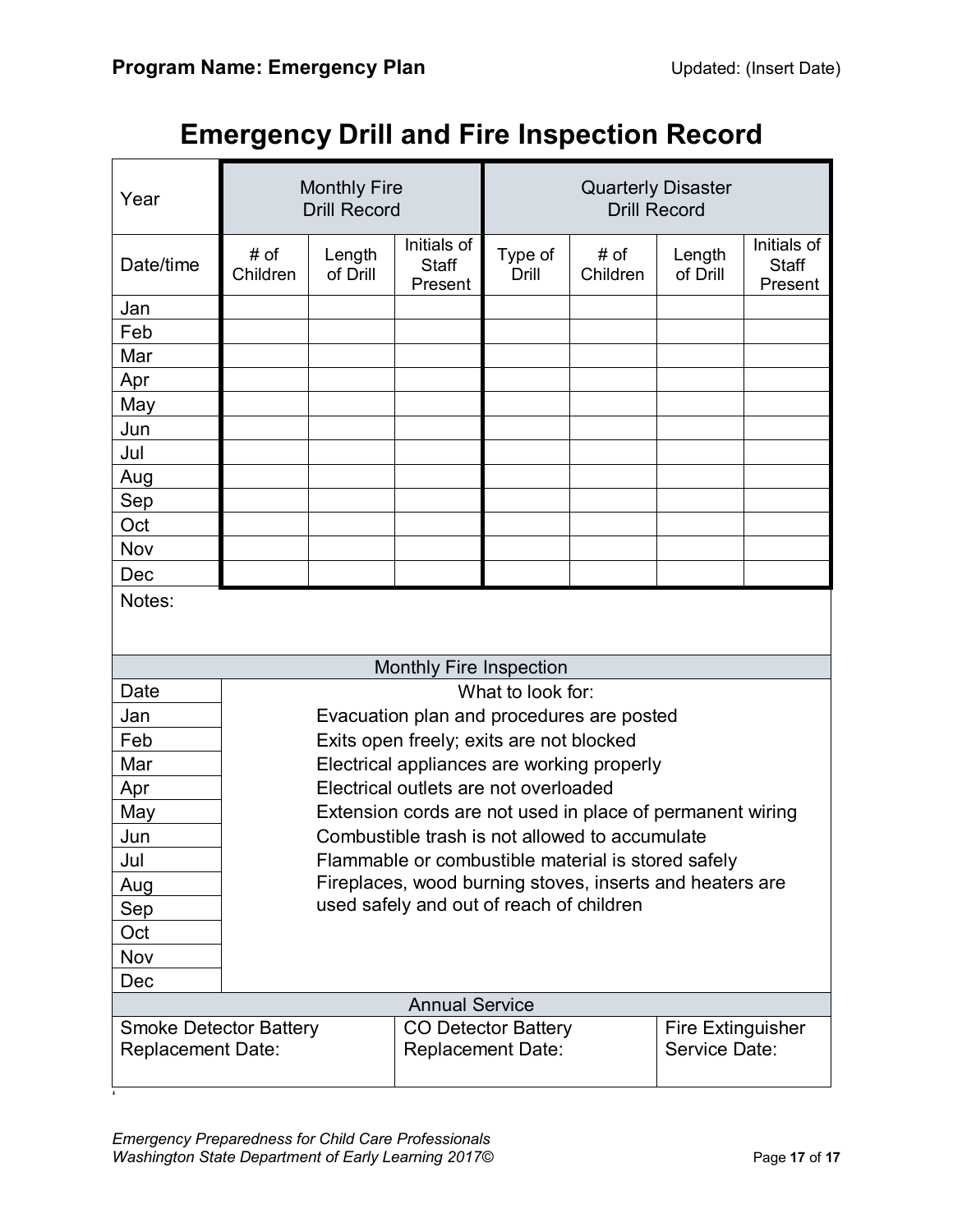Program Name: Emergency Plan Updated: (Insert Date)

# Emergency Drill and Fire Inspection Record

| Year | Monthly Fire Drill Record | | | Quarterly Disaster Drill Record | | | |
|---|---|---|---|---|---|---|---|
| Date/time | # of Children | Length of Drill | Initials of Staff Present | Type of Drill | # of Children | Length of Drill | Initials of Staff Present |
| Jan | | | | | | | |
| Feb | | | | | | | |
| Mar | | | | | | | |
| Apr | | | | | | | |
| May | | | | | | | |
| Jun | | | | | | | |
| Jul | | | | | | | |
| Aug | | | | | | | |
| Sep | | | | | | | |
| Oct | | | | | | | |
| Nov | | | | | | | |
| Dec | | | | | | | |

Notes:

| Monthly Fire Inspection | |
|---|---|
| Date | What to look for: |
| Jan | Evacuation plan and procedures are posted |
| Feb | Exits open freely; exits are not blocked |
| Mar | Electrical appliances are working properly |
| Apr | Electrical outlets are not overloaded |
| May | Extension cords are not used in place of permanent wiring |
| Jun | Combustible trash is not allowed to accumulate |
| Jul | Flammable or combustible material is stored safely |
| Aug | Fireplaces, wood burning stoves, inserts and heaters are used safely and out of reach of children |
| Sep | |
| Oct | |
| Nov | |
| Dec | |

| Annual Service | | |
|---|---|---|
| Smoke Detector Battery Replacement Date: | CO Detector Battery Replacement Date: | Fire Extinguisher Service Date: |

*Emergency Preparedness for Child Care Professionals*
*Washington State Department of Early Learning 2017©*